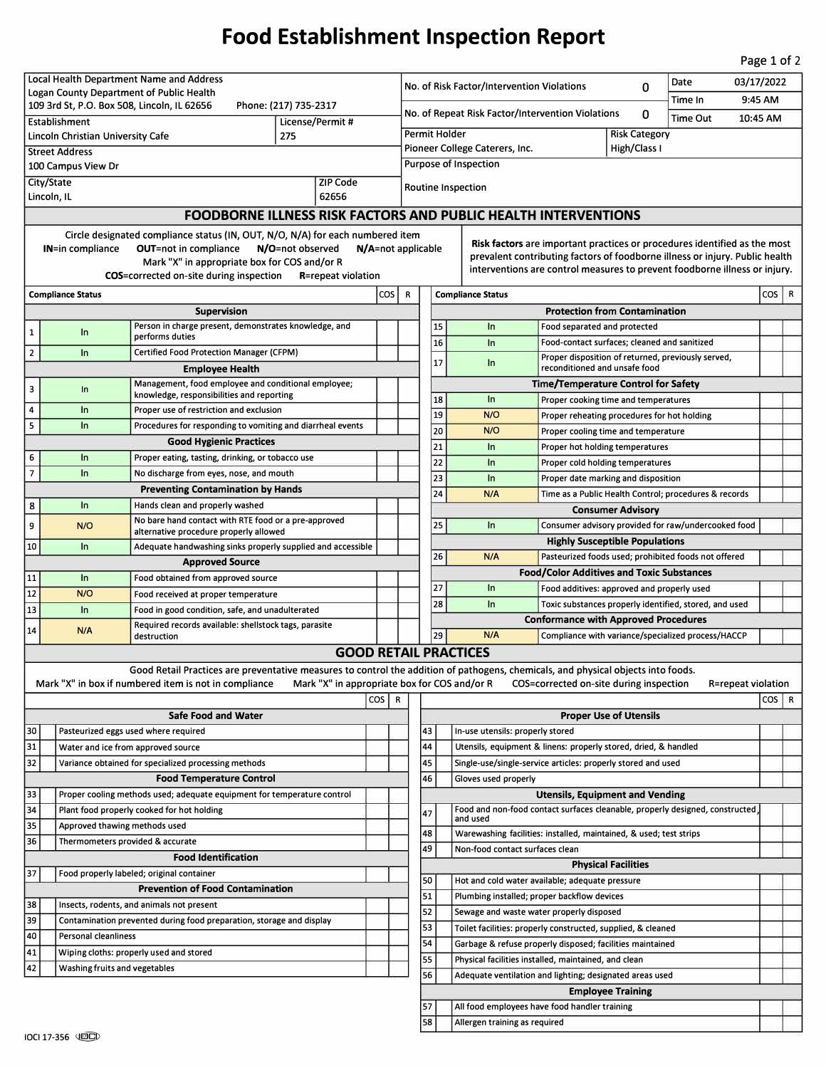# Food Establishment Inspection Report

| Local Health Department Name and Address | | No. of Risk Factor/Intervention Violations | 0 | Date | 03/17/2022 |
|---|---|---|---|---|---|
| Logan County Department of Public Health<br>109 3rd St, P.O. Box 508, Lincoln, IL 62656 Phone: (217) 735-2317 | | No. of Repeat Risk Factor/Intervention Violations | 0 | Time In | 9:45 AM |
| | | | | Time Out | 10:45 AM |
| Establishment | License/Permit # | Permit Holder | | Risk Category | |
| Lincoln Christian University Cafe | 275 | Pioneer College Caterers, Inc. | | High/Class I | |
| Street Address | | Purpose of Inspection | | | |
| 100 Campus View Dr | | Routine Inspection | | | |
| City/State | ZIP Code | | | | |
| Lincoln, IL | 62656 | | | | |

## FOODBORNE ILLNESS RISK FACTORS AND PUBLIC HEALTH INTERVENTIONS

Circle designated compliance status (IN, OUT, N/O, N/A) for each numbered item
**IN**=in compliance **OUT**=not in compliance **N/O**=not observed **N/A**=not applicable
Mark "X" in appropriate box for COS and/or R
**COS**=corrected on-site during inspection **R**=repeat violation

**Risk factors** are important practices or procedures identified as the most prevalent contributing factors of foodborne illness or injury. Public health interventions are control measures to prevent foodborne illness or injury.

| # | Compliance Status | Item | COS | R |
|---|---|---|---|---|
| | | **Supervision** | | |
| 1 | In | Person in charge present, demonstrates knowledge, and performs duties | | |
| 2 | In | Certified Food Protection Manager (CFPM) | | |
| | | **Employee Health** | | |
| 3 | In | Management, food employee and conditional employee; knowledge, responsibilities and reporting | | |
| 4 | In | Proper use of restriction and exclusion | | |
| 5 | In | Procedures for responding to vomiting and diarrheal events | | |
| | | **Good Hygienic Practices** | | |
| 6 | In | Proper eating, tasting, drinking, or tobacco use | | |
| 7 | In | No discharge from eyes, nose, and mouth | | |
| | | **Preventing Contamination by Hands** | | |
| 8 | In | Hands clean and properly washed | | |
| 9 | N/O | No bare hand contact with RTE food or a pre-approved alternative procedure properly allowed | | |
| 10 | In | Adequate handwashing sinks properly supplied and accessible | | |
| | | **Approved Source** | | |
| 11 | In | Food obtained from approved source | | |
| 12 | N/O | Food received at proper temperature | | |
| 13 | In | Food in good condition, safe, and unadulterated | | |
| 14 | N/A | Required records available: shellstock tags, parasite destruction | | |
| | | **Protection from Contamination** | | |
| 15 | In | Food separated and protected | | |
| 16 | In | Food-contact surfaces; cleaned and sanitized | | |
| 17 | In | Proper disposition of returned, previously served, reconditioned and unsafe food | | |
| | | **Time/Temperature Control for Safety** | | |
| 18 | In | Proper cooking time and temperatures | | |
| 19 | N/O | Proper reheating procedures for hot holding | | |
| 20 | N/O | Proper cooling time and temperature | | |
| 21 | In | Proper hot holding temperatures | | |
| 22 | In | Proper cold holding temperatures | | |
| 23 | In | Proper date marking and disposition | | |
| 24 | N/A | Time as a Public Health Control; procedures & records | | |
| | | **Consumer Advisory** | | |
| 25 | In | Consumer advisory provided for raw/undercooked food | | |
| | | **Highly Susceptible Populations** | | |
| 26 | N/A | Pasteurized foods used; prohibited foods not offered | | |
| | | **Food/Color Additives and Toxic Substances** | | |
| 27 | In | Food additives: approved and properly used | | |
| 28 | In | Toxic substances properly identified, stored, and used | | |
| | | **Conformance with Approved Procedures** | | |
| 29 | N/A | Compliance with variance/specialized process/HACCP | | |

## GOOD RETAIL PRACTICES

Good Retail Practices are preventative measures to control the addition of pathogens, chemicals, and physical objects into foods.
Mark "X" in box if numbered item is not in compliance Mark "X" in appropriate box for COS and/or R COS=corrected on-site during inspection R=repeat violation

| # | X | Item | COS | R |
|---|---|---|---|---|
| | | **Safe Food and Water** | | |
| 30 | | Pasteurized eggs used where required | | |
| 31 | | Water and ice from approved source | | |
| 32 | | Variance obtained for specialized processing methods | | |
| | | **Food Temperature Control** | | |
| 33 | | Proper cooling methods used; adequate equipment for temperature control | | |
| 34 | | Plant food properly cooked for hot holding | | |
| 35 | | Approved thawing methods used | | |
| 36 | | Thermometers provided & accurate | | |
| | | **Food Identification** | | |
| 37 | | Food properly labeled; original container | | |
| | | **Prevention of Food Contamination** | | |
| 38 | | Insects, rodents, and animals not present | | |
| 39 | | Contamination prevented during food preparation, storage and display | | |
| 40 | | Personal cleanliness | | |
| 41 | | Wiping cloths: properly used and stored | | |
| 42 | | Washing fruits and vegetables | | |
| | | **Proper Use of Utensils** | | |
| 43 | | In-use utensils: properly stored | | |
| 44 | | Utensils, equipment & linens: properly stored, dried, & handled | | |
| 45 | | Single-use/single-service articles: properly stored and used | | |
| 46 | | Gloves used properly | | |
| | | **Utensils, Equipment and Vending** | | |
| 47 | | Food and non-food contact surfaces cleanable, properly designed, constructed, and used | | |
| 48 | | Warewashing facilities: installed, maintained, & used; test strips | | |
| 49 | | Non-food contact surfaces clean | | |
| | | **Physical Facilities** | | |
| 50 | | Hot and cold water available; adequate pressure | | |
| 51 | | Plumbing installed; proper backflow devices | | |
| 52 | | Sewage and waste water properly disposed | | |
| 53 | | Toilet facilities: properly constructed, supplied, & cleaned | | |
| 54 | | Garbage & refuse properly disposed; facilities maintained | | |
| 55 | | Physical facilities installed, maintained, and clean | | |
| 56 | | Adequate ventilation and lighting; designated areas used | | |
| | | **Employee Training** | | |
| 57 | | All food employees have food handler training | | |
| 58 | | Allergen training as required | | |

IOCI 17-356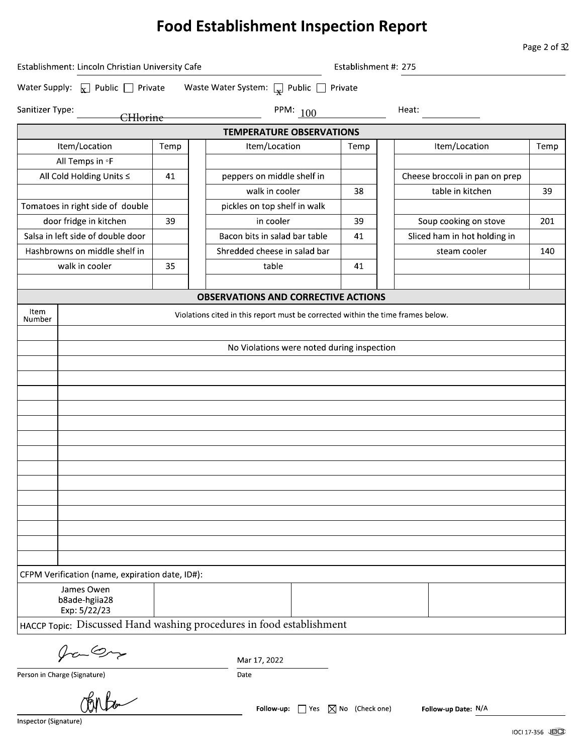# Food Establishment Inspection Report

Establishment: Lincoln Christian University Cafe　　Establishment #: 275

Water Supply: [x] Public [ ] Private　　Waste Water System: [x] Public [ ] Private

Sanitizer Type: CHlorine　　PPM: 100　　Heat:

## TEMPERATURE OBSERVATIONS

| Item/Location | Temp | | Item/Location | Temp | | Item/Location | Temp |
|---|---|---|---|---|---|---|---|
| All Temps in ◦F | | | | | | | |
| All Cold Holding Units ≤ | 41 | | peppers on middle shelf in | | | Cheese broccoli in pan on prep | |
| | | | walk in cooler | 38 | | table in kitchen | 39 |
| Tomatoes in right side of double | | | pickles on top shelf in walk | | | | |
| door fridge in kitchen | 39 | | in cooler | 39 | | Soup cooking on stove | 201 |
| Salsa in left side of double door | | | Bacon bits in salad bar table | 41 | | Sliced ham in hot holding in | |
| Hashbrowns on middle shelf in | | | Shredded cheese in salad bar | | | steam cooler | 140 |
| walk in cooler | 35 | | table | 41 | | | |

## OBSERVATIONS AND CORRECTIVE ACTIONS

| Item Number | Violations cited in this report must be corrected within the time frames below. |
|---|---|
| | |
| | No Violations were noted during inspection |

CFPM Verification (name, expiration date, ID#):

| | | | |
|---|---|---|---|
| James Owen<br>b8ade-hgiia28<br>Exp: 5/22/23 | | | |

HACCP Topic: Discussed Hand washing procedures in food establishment

Person in Charge (Signature): [signature]　　Date: Mar 17, 2022

Inspector (Signature): [signature]　　Follow-up: [ ] Yes [x] No (Check one)　　Follow-up Date: N/A

IOCI 17-356